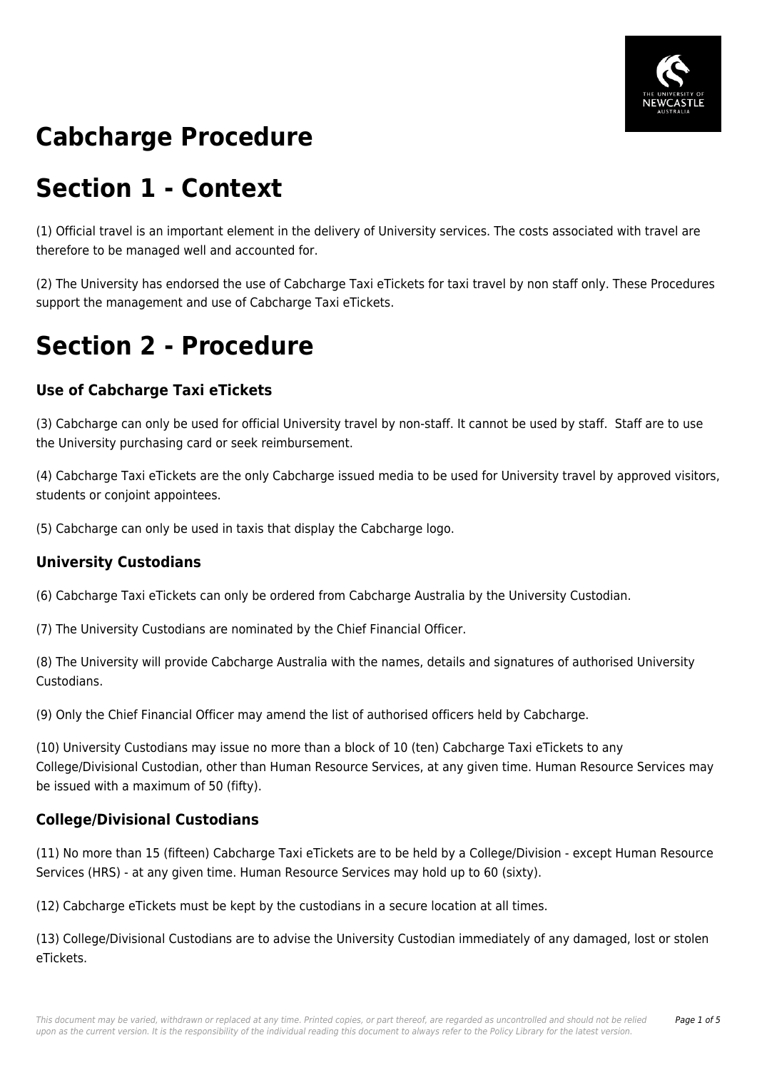# Cabcharge Procedure

# Section 1 - Context

(1) Official travel is an important element in the delivery of University services. The costs associated with travel are therefore to be managed well and accounted for.

(2) The University has endorsed the use of Cabcharge Taxi eTickets for taxi travel by non staff only. These Procedures support the management and use of Cabcharge Taxi eTickets.

# Section 2 - Procedure

### Use of Cabcharge Taxi eTickets

(3) Cabcharge can only be used for official University travel by non-staff. It cannot be used by staff. Staff are to use the University purchasing card or seek reimbursement.

(4) Cabcharge Taxi eTickets are the only Cabcharge issued media to be used for University travel by approved visitors, students or conjoint appointees.

(5) Cabcharge can only be used in taxis that display the Cabcharge logo.

### University Custodians

(6) Cabcharge Taxi eTickets can only be ordered from Cabcharge Australia by the University Custodian.

(7) The University Custodians are nominated by the Chief Financial Officer.

(8) The University will provide Cabcharge Australia with the names, details and signatures of authorised University Custodians.

(9) Only the Chief Financial Officer may amend the list of authorised officers held by Cabcharge.

(10) University Custodians may issue no more than a block of 10 (ten) Cabcharge Taxi eTickets to any College/Divisional Custodian, other than Human Resource Services, at any given time. Human Resource Services may be issued with a maximum of 50 (fifty).

### College/Divisional Custodians

(11) No more than 15 (fifteen) Cabcharge Taxi eTickets are to be held by a College/Division - except Human Resource Services (HRS) - at any given time. Human Resource Services may hold up to 60 (sixty).

(12) Cabcharge eTickets must be kept by the custodians in a secure location at all times.

(13) College/Divisional Custodians are to advise the University Custodian immediately of any damaged, lost or stolen eTickets.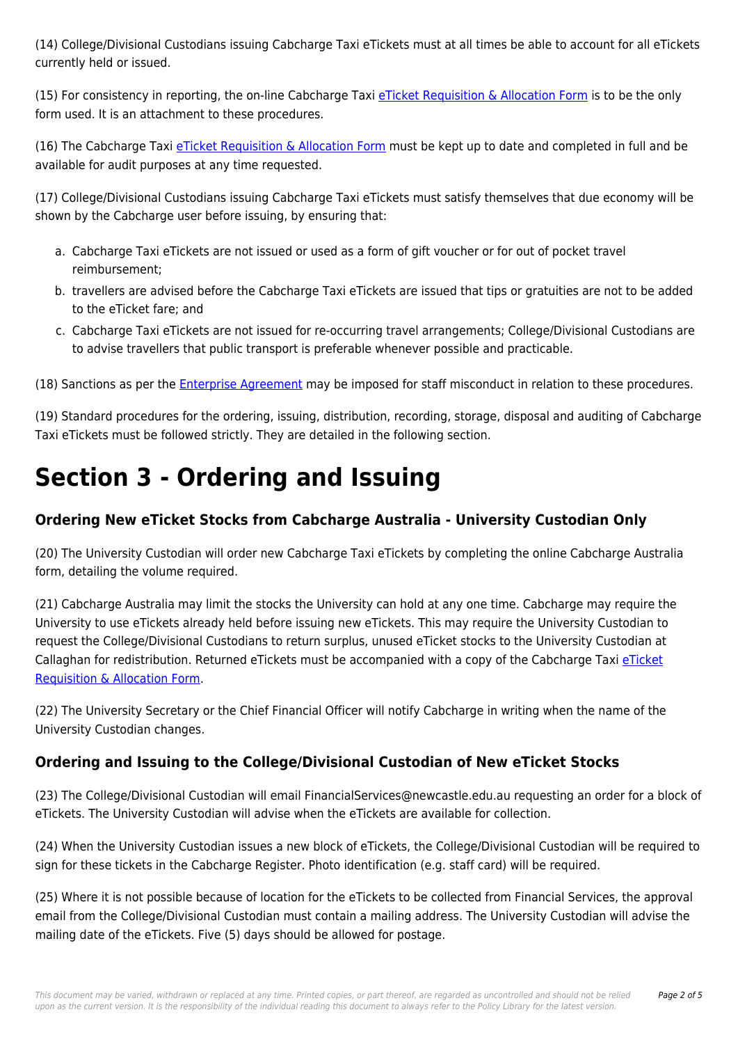(14) College/Divisional Custodians issuing Cabcharge Taxi eTickets must at all times be able to account for all eTickets currently held or issued.

(15) For consistency in reporting, the on-line Cabcharge Taxi eTicket Requisition & Allocation Form is to be the only form used. It is an attachment to these procedures.

(16) The Cabcharge Taxi eTicket Requisition & Allocation Form must be kept up to date and completed in full and be available for audit purposes at any time requested.

(17) College/Divisional Custodians issuing Cabcharge Taxi eTickets must satisfy themselves that due economy will be shown by the Cabcharge user before issuing, by ensuring that:

a. Cabcharge Taxi eTickets are not issued or used as a form of gift voucher or for out of pocket travel reimbursement;
b. travellers are advised before the Cabcharge Taxi eTickets are issued that tips or gratuities are not to be added to the eTicket fare; and
c. Cabcharge Taxi eTickets are not issued for re-occurring travel arrangements; College/Divisional Custodians are to advise travellers that public transport is preferable whenever possible and practicable.

(18) Sanctions as per the Enterprise Agreement may be imposed for staff misconduct in relation to these procedures.

(19) Standard procedures for the ordering, issuing, distribution, recording, storage, disposal and auditing of Cabcharge Taxi eTickets must be followed strictly. They are detailed in the following section.

# Section 3 - Ordering and Issuing

### Ordering New eTicket Stocks from Cabcharge Australia - University Custodian Only

(20) The University Custodian will order new Cabcharge Taxi eTickets by completing the online Cabcharge Australia form, detailing the volume required.

(21) Cabcharge Australia may limit the stocks the University can hold at any one time. Cabcharge may require the University to use eTickets already held before issuing new eTickets. This may require the University Custodian to request the College/Divisional Custodians to return surplus, unused eTicket stocks to the University Custodian at Callaghan for redistribution. Returned eTickets must be accompanied with a copy of the Cabcharge Taxi eTicket Requisition & Allocation Form.

(22) The University Secretary or the Chief Financial Officer will notify Cabcharge in writing when the name of the University Custodian changes.

### Ordering and Issuing to the College/Divisional Custodian of New eTicket Stocks

(23) The College/Divisional Custodian will email FinancialServices@newcastle.edu.au requesting an order for a block of eTickets. The University Custodian will advise when the eTickets are available for collection.

(24) When the University Custodian issues a new block of eTickets, the College/Divisional Custodian will be required to sign for these tickets in the Cabcharge Register. Photo identification (e.g. staff card) will be required.

(25) Where it is not possible because of location for the eTickets to be collected from Financial Services, the approval email from the College/Divisional Custodian must contain a mailing address. The University Custodian will advise the mailing date of the eTickets. Five (5) days should be allowed for postage.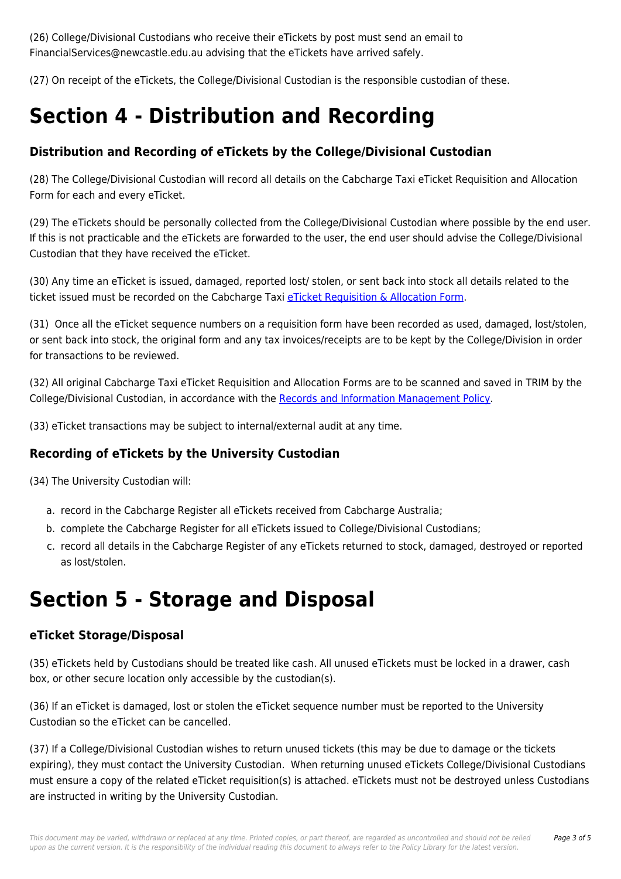(26) College/Divisional Custodians who receive their eTickets by post must send an email to FinancialServices@newcastle.edu.au advising that the eTickets have arrived safely.

(27) On receipt of the eTickets, the College/Divisional Custodian is the responsible custodian of these.

# Section 4 - Distribution and Recording

## Distribution and Recording of eTickets by the College/Divisional Custodian

(28) The College/Divisional Custodian will record all details on the Cabcharge Taxi eTicket Requisition and Allocation Form for each and every eTicket.

(29) The eTickets should be personally collected from the College/Divisional Custodian where possible by the end user. If this is not practicable and the eTickets are forwarded to the user, the end user should advise the College/Divisional Custodian that they have received the eTicket.

(30) Any time an eTicket is issued, damaged, reported lost/ stolen, or sent back into stock all details related to the ticket issued must be recorded on the Cabcharge Taxi eTicket Requisition & Allocation Form.

(31) Once all the eTicket sequence numbers on a requisition form have been recorded as used, damaged, lost/stolen, or sent back into stock, the original form and any tax invoices/receipts are to be kept by the College/Division in order for transactions to be reviewed.

(32) All original Cabcharge Taxi eTicket Requisition and Allocation Forms are to be scanned and saved in TRIM by the College/Divisional Custodian, in accordance with the Records and Information Management Policy.

(33) eTicket transactions may be subject to internal/external audit at any time.

## Recording of eTickets by the University Custodian

(34) The University Custodian will:

a. record in the Cabcharge Register all eTickets received from Cabcharge Australia;
b. complete the Cabcharge Register for all eTickets issued to College/Divisional Custodians;
c. record all details in the Cabcharge Register of any eTickets returned to stock, damaged, destroyed or reported as lost/stolen.

# Section 5 - Storage and Disposal

## eTicket Storage/Disposal

(35) eTickets held by Custodians should be treated like cash. All unused eTickets must be locked in a drawer, cash box, or other secure location only accessible by the custodian(s).

(36) If an eTicket is damaged, lost or stolen the eTicket sequence number must be reported to the University Custodian so the eTicket can be cancelled.

(37) If a College/Divisional Custodian wishes to return unused tickets (this may be due to damage or the tickets expiring), they must contact the University Custodian. When returning unused eTickets College/Divisional Custodians must ensure a copy of the related eTicket requisition(s) is attached. eTickets must not be destroyed unless Custodians are instructed in writing by the University Custodian.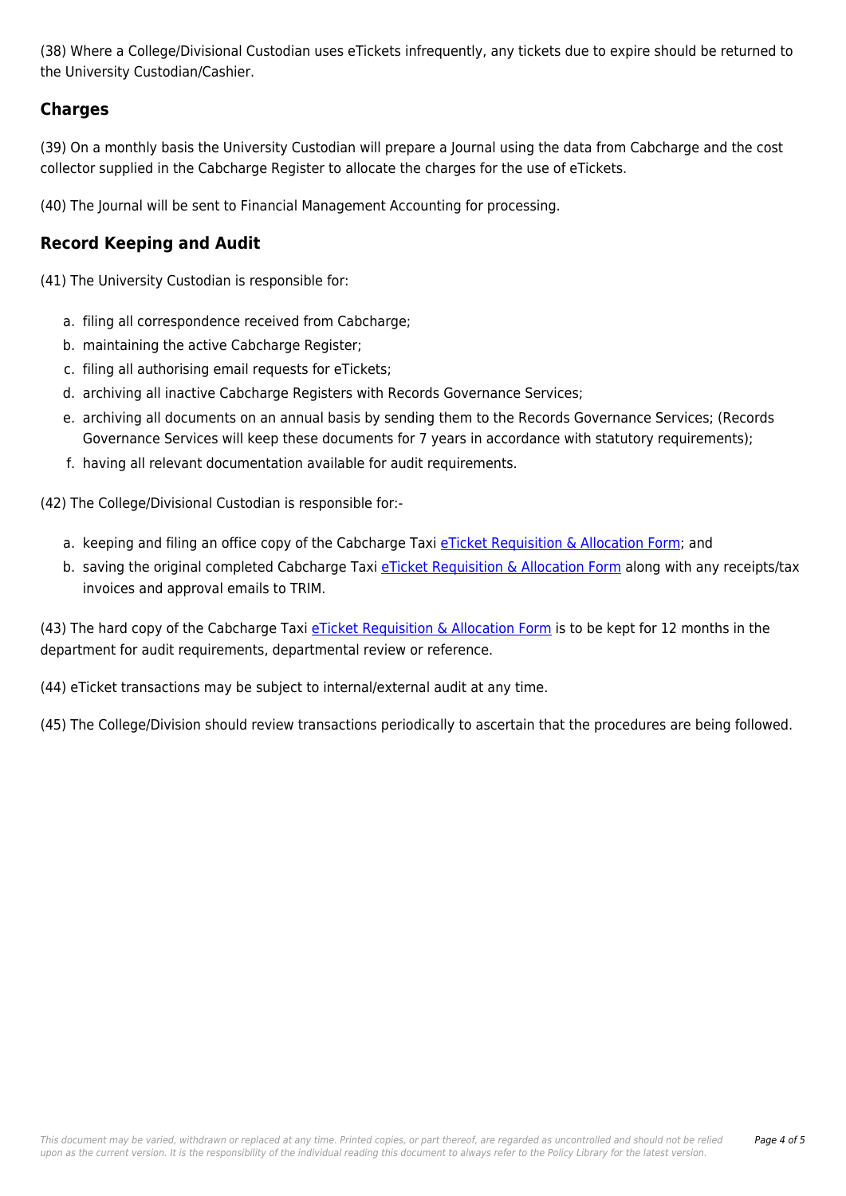(38) Where a College/Divisional Custodian uses eTickets infrequently, any tickets due to expire should be returned to the University Custodian/Cashier.

## Charges

(39) On a monthly basis the University Custodian will prepare a Journal using the data from Cabcharge and the cost collector supplied in the Cabcharge Register to allocate the charges for the use of eTickets.

(40) The Journal will be sent to Financial Management Accounting for processing.

## Record Keeping and Audit

(41) The University Custodian is responsible for:

a. filing all correspondence received from Cabcharge;
b. maintaining the active Cabcharge Register;
c. filing all authorising email requests for eTickets;
d. archiving all inactive Cabcharge Registers with Records Governance Services;
e. archiving all documents on an annual basis by sending them to the Records Governance Services; (Records Governance Services will keep these documents for 7 years in accordance with statutory requirements);
f. having all relevant documentation available for audit requirements.

(42) The College/Divisional Custodian is responsible for:-

a. keeping and filing an office copy of the Cabcharge Taxi eTicket Requisition & Allocation Form; and
b. saving the original completed Cabcharge Taxi eTicket Requisition & Allocation Form along with any receipts/tax invoices and approval emails to TRIM.

(43) The hard copy of the Cabcharge Taxi eTicket Requisition & Allocation Form is to be kept for 12 months in the department for audit requirements, departmental review or reference.

(44) eTicket transactions may be subject to internal/external audit at any time.

(45) The College/Division should review transactions periodically to ascertain that the procedures are being followed.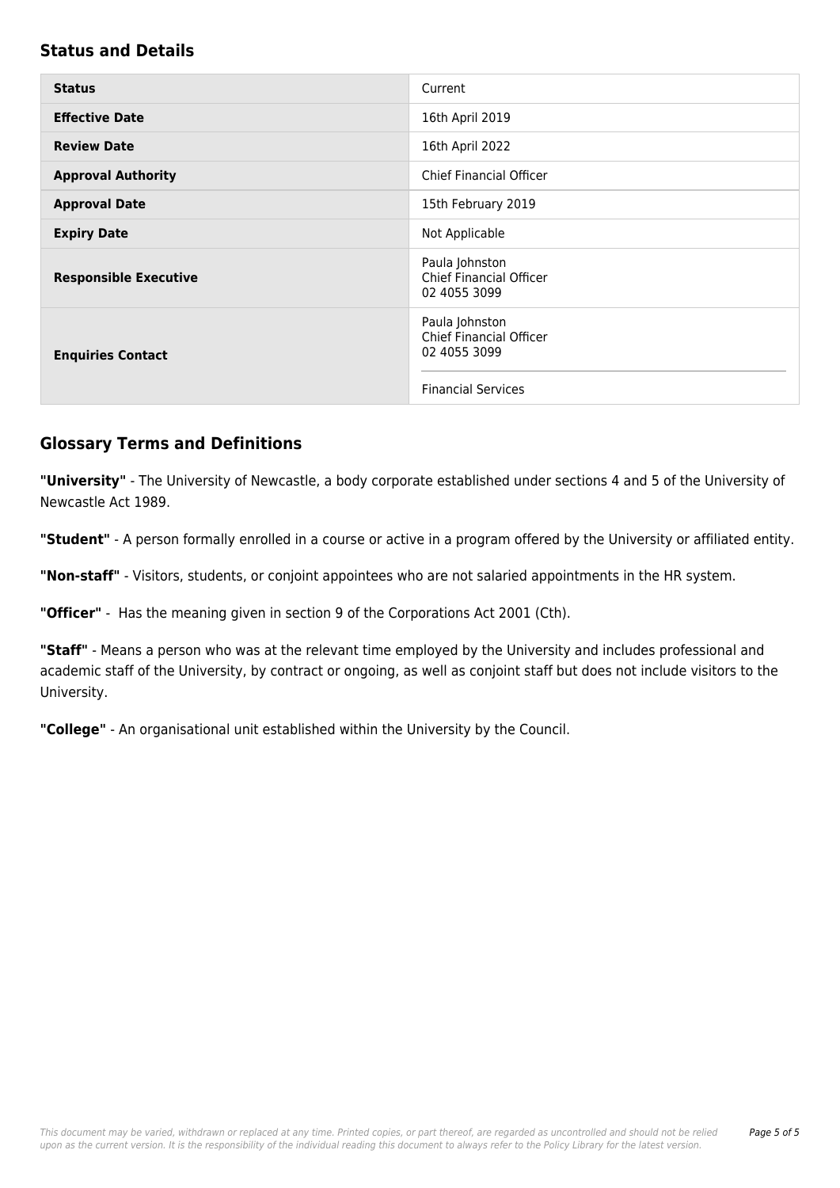## Status and Details

| | |
|---|---|
| **Status** | Current |
| **Effective Date** | 16th April 2019 |
| **Review Date** | 16th April 2022 |
| **Approval Authority** | Chief Financial Officer |
| **Approval Date** | 15th February 2019 |
| **Expiry Date** | Not Applicable |
| **Responsible Executive** | Paula Johnston<br>Chief Financial Officer<br>02 4055 3099 |
| **Enquiries Contact** | Paula Johnston<br>Chief Financial Officer<br>02 4055 3099<br><br>Financial Services |

## Glossary Terms and Definitions

**"University"** - The University of Newcastle, a body corporate established under sections 4 and 5 of the University of Newcastle Act 1989.

**"Student"** - A person formally enrolled in a course or active in a program offered by the University or affiliated entity.

**"Non-staff"** - Visitors, students, or conjoint appointees who are not salaried appointments in the HR system.

**"Officer"** - Has the meaning given in section 9 of the Corporations Act 2001 (Cth).

**"Staff"** - Means a person who was at the relevant time employed by the University and includes professional and academic staff of the University, by contract or ongoing, as well as conjoint staff but does not include visitors to the University.

**"College"** - An organisational unit established within the University by the Council.

*This document may be varied, withdrawn or replaced at any time. Printed copies, or part thereof, are regarded as uncontrolled and should not be relied upon as the current version. It is the responsibility of the individual reading this document to always refer to the Policy Library for the latest version.*